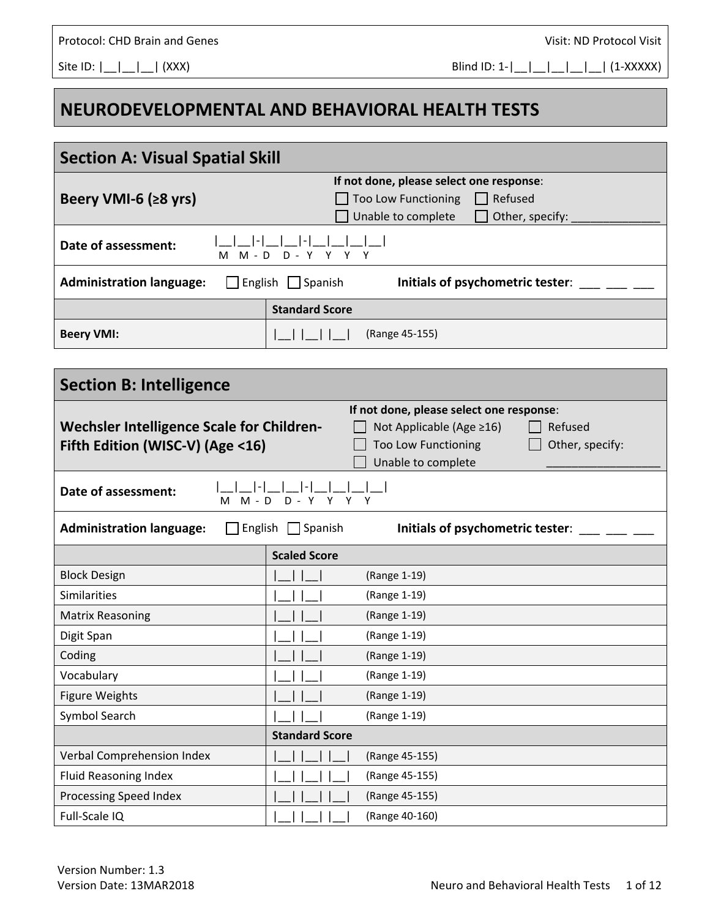Protocol: CHD Brain and Genes | Visit: ND Protocol Visit

Site ID: |__|__|__| (XXX) | Blind ID: 1-|__|__|__|__|__| (1-XXXXX)

# NEURODEVELOPMENTAL AND BEHAVIORAL HEALTH TESTS

## Section A: Visual Spatial Skill

**Beery VMI-6 (≥8 yrs)**

**If not done, please select one response**:
☐ Too Low Functioning ☐ Refused
☐ Unable to complete ☐ Other, specify: ______________

**Date of assessment:** |__|__|-|__|__|-|__|__|__|__| (M M - D D - Y Y Y Y)

**Administration language:** ☐ English ☐ Spanish **Initials of psychometric tester**: ___ ___ ___

| | Standard Score | |
|---|---|---|
| **Beery VMI:** | \|__\| \|__\| \|__\| | (Range 45-155) |

## Section B: Intelligence

**Wechsler Intelligence Scale for Children-Fifth Edition (WISC-V) (Age <16)**

**If not done, please select one response**:
☐ Not Applicable (Age ≥16) ☐ Refused
☐ Too Low Functioning ☐ Other, specify: _________________
☐ Unable to complete

**Date of assessment:** |__|__|-|__|__|-|__|__|__|__| (M M - D D - Y Y Y Y)

**Administration language:** ☐ English ☐ Spanish **Initials of psychometric tester**: ___ ___ ___

| | Scaled Score | |
|---|---|---|
| Block Design | \|__\| \|__\| | (Range 1-19) |
| Similarities | \|__\| \|__\| | (Range 1-19) |
| Matrix Reasoning | \|__\| \|__\| | (Range 1-19) |
| Digit Span | \|__\| \|__\| | (Range 1-19) |
| Coding | \|__\| \|__\| | (Range 1-19) |
| Vocabulary | \|__\| \|__\| | (Range 1-19) |
| Figure Weights | \|__\| \|__\| | (Range 1-19) |
| Symbol Search | \|__\| \|__\| | (Range 1-19) |
| | **Standard Score** | |
| Verbal Comprehension Index | \|__\| \|__\| \|__\| | (Range 45-155) |
| Fluid Reasoning Index | \|__\| \|__\| \|__\| | (Range 45-155) |
| Processing Speed Index | \|__\| \|__\| \|__\| | (Range 45-155) |
| Full-Scale IQ | \|__\| \|__\| \|__\| | (Range 40-160) |

Version Number: 1.3
Version Date: 13MAR2018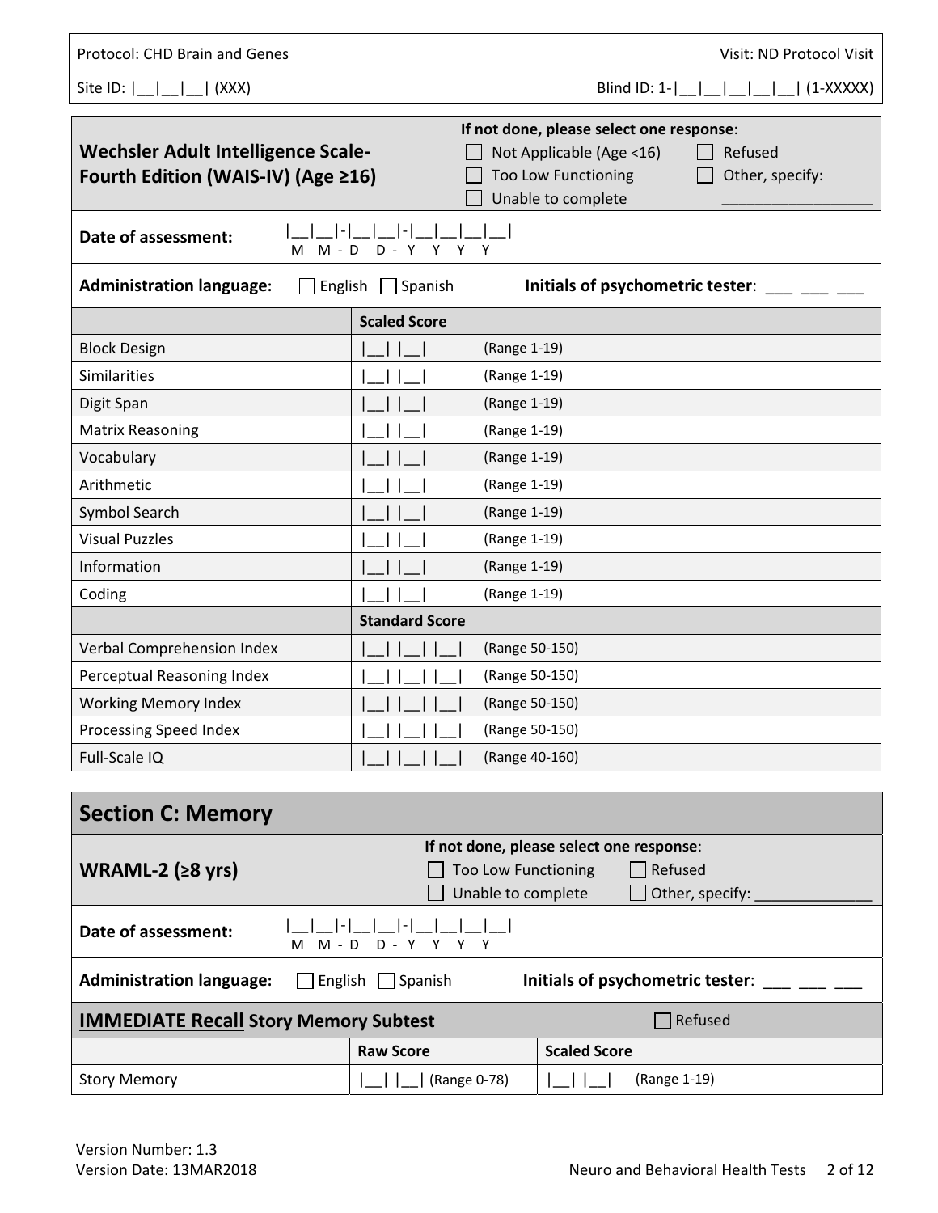Protocol: CHD Brain and Genes

Visit: ND Protocol Visit

Site ID: |__|__|__| (XXX)

Blind ID: 1-|__|__|__|__|__| (1-XXXXX)

## Wechsler Adult Intelligence Scale-Fourth Edition (WAIS-IV) (Age ≥16)

**If not done, please select one response**:

- ☐ Not Applicable (Age <16)
- ☐ Refused
- ☐ Too Low Functioning
- ☐ Other, specify: _______________
- ☐ Unable to complete

**Date of assessment:** |__|__|-|__|__|-|__|__|__|__| (M M - D D - Y Y Y Y)

**Administration language:** ☐ English ☐ Spanish

**Initials of psychometric tester**: ___ ___ ___

| | Scaled Score | |
|---|---|---|
| Block Design | \|__\| \|__\| | (Range 1-19) |
| Similarities | \|__\| \|__\| | (Range 1-19) |
| Digit Span | \|__\| \|__\| | (Range 1-19) |
| Matrix Reasoning | \|__\| \|__\| | (Range 1-19) |
| Vocabulary | \|__\| \|__\| | (Range 1-19) |
| Arithmetic | \|__\| \|__\| | (Range 1-19) |
| Symbol Search | \|__\| \|__\| | (Range 1-19) |
| Visual Puzzles | \|__\| \|__\| | (Range 1-19) |
| Information | \|__\| \|__\| | (Range 1-19) |
| Coding | \|__\| \|__\| | (Range 1-19) |
| | **Standard Score** | |
| Verbal Comprehension Index | \|__\| \|__\| \|__\| | (Range 50-150) |
| Perceptual Reasoning Index | \|__\| \|__\| \|__\| | (Range 50-150) |
| Working Memory Index | \|__\| \|__\| \|__\| | (Range 50-150) |
| Processing Speed Index | \|__\| \|__\| \|__\| | (Range 50-150) |
| Full-Scale IQ | \|__\| \|__\| \|__\| | (Range 40-160) |

## Section C: Memory

### WRAML-2 (≥8 yrs)

**If not done, please select one response**:

- ☐ Too Low Functioning
- ☐ Refused
- ☐ Unable to complete
- ☐ Other, specify: _______________

**Date of assessment:** |__|__|-|__|__|-|__|__|__|__| (M M - D D - Y Y Y Y)

**Administration language:** ☐ English ☐ Spanish

**Initials of psychometric tester**: ___ ___ ___

### IMMEDIATE Recall Story Memory Subtest

☐ Refused

| | Raw Score | Scaled Score |
|---|---|---|
| Story Memory | \|__\| \|__\| (Range 0-78) | \|__\| \|__\| (Range 1-19) |

Version Number: 1.3

Version Date: 13MAR2018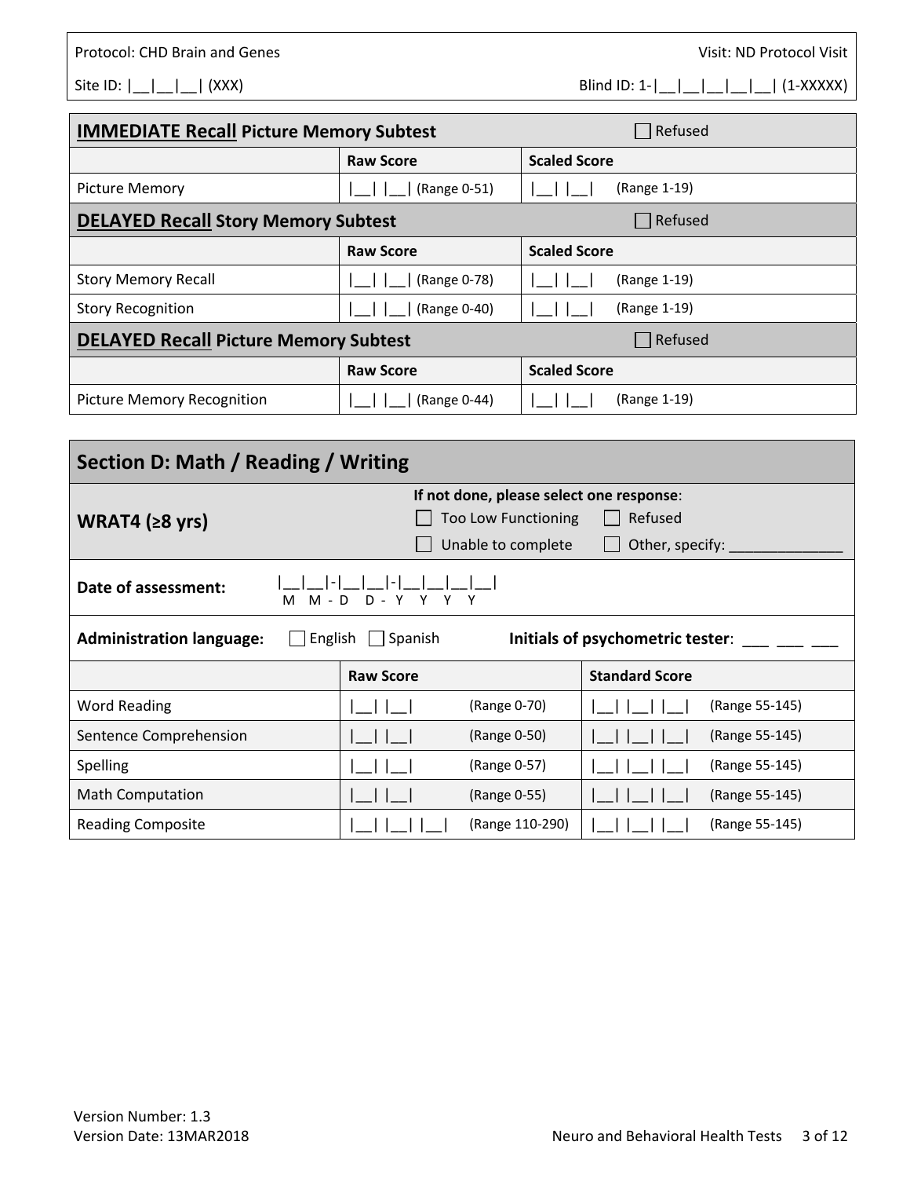| **IMMEDIATE Recall Picture Memory Subtest** | | ☐ Refused |
|---|---|---|
| | **Raw Score** | **Scaled Score** |
| Picture Memory | \|__\| \|__\| (Range 0-51) | \|__\| \|__\| (Range 1-19) |

| **DELAYED Recall Story Memory Subtest** | | ☐ Refused |
|---|---|---|
| | **Raw Score** | **Scaled Score** |
| Story Memory Recall | \|__\| \|__\| (Range 0-78) | \|__\| \|__\| (Range 1-19) |
| Story Recognition | \|__\| \|__\| (Range 0-40) | \|__\| \|__\| (Range 1-19) |

| **DELAYED Recall Picture Memory Subtest** | | ☐ Refused |
|---|---|---|
| | **Raw Score** | **Scaled Score** |
| Picture Memory Recognition | \|__\| \|__\| (Range 0-44) | \|__\| \|__\| (Range 1-19) |

## Section D: Math / Reading / Writing

**WRAT4 (≥8 yrs)**

**If not done, please select one response**:
☐ Too Low Functioning ☐ Refused
☐ Unable to complete ☐ Other, specify: ______________

**Date of assessment:** |__|__|-|__|__|-|__|__|__|__| (M M - D D - Y Y Y Y)

**Administration language:** ☐ English ☐ Spanish **Initials of psychometric tester**: ___ ___ ___

| | **Raw Score** | | **Standard Score** | |
|---|---|---|---|---|
| Word Reading | \|__\| \|__\| | (Range 0-70) | \|__\| \|__\| \|__\| | (Range 55-145) |
| Sentence Comprehension | \|__\| \|__\| | (Range 0-50) | \|__\| \|__\| \|__\| | (Range 55-145) |
| Spelling | \|__\| \|__\| | (Range 0-57) | \|__\| \|__\| \|__\| | (Range 55-145) |
| Math Computation | \|__\| \|__\| | (Range 0-55) | \|__\| \|__\| \|__\| | (Range 55-145) |
| Reading Composite | \|__\| \|__\| \|__\| | (Range 110-290) | \|__\| \|__\| \|__\| | (Range 55-145) |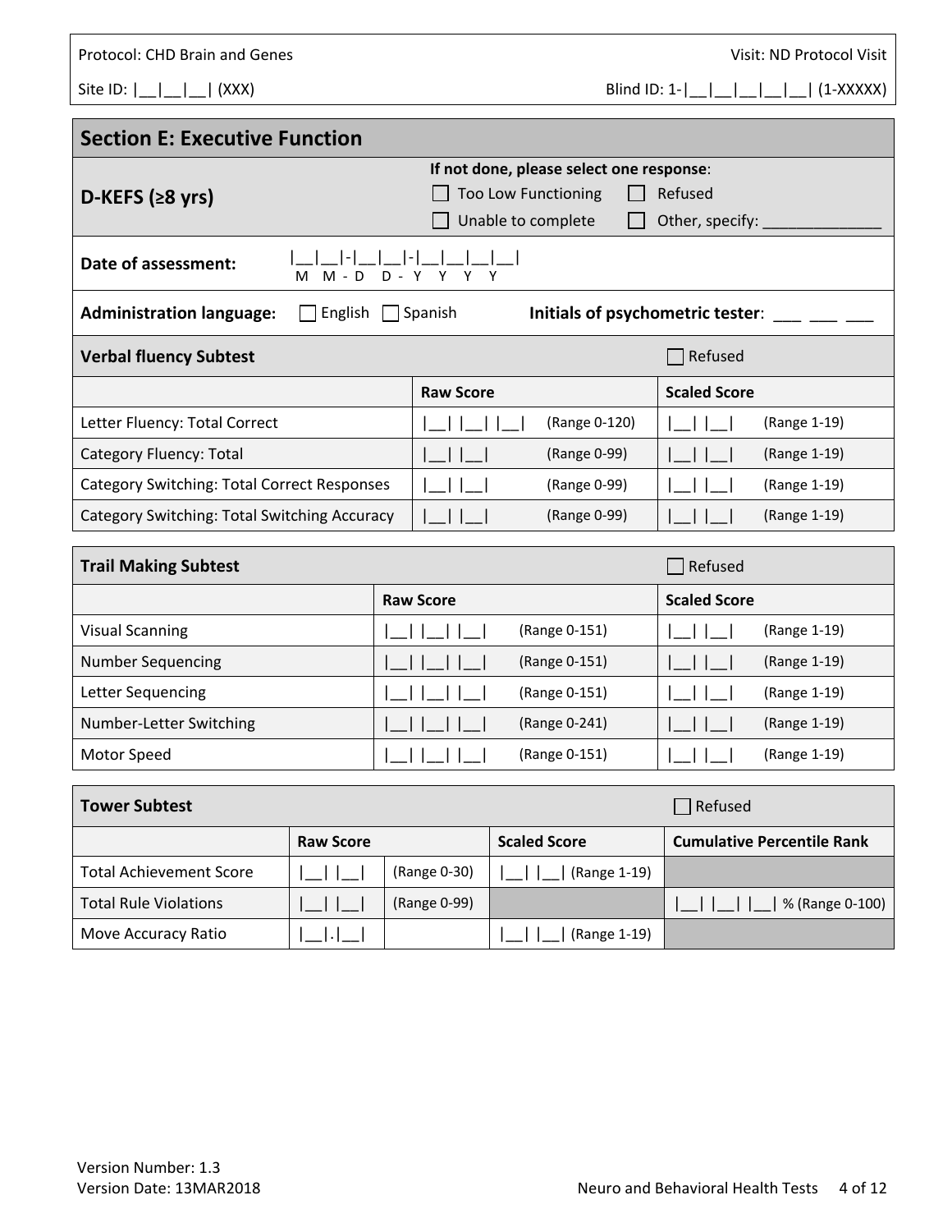Protocol: CHD Brain and Genes

Visit: ND Protocol Visit

Site ID: |__|__|__| (XXX)

Blind ID: 1-|__|__|__|__|__| (1-XXXXX)

## Section E: Executive Function

**D-KEFS (≥8 yrs)**

**If not done, please select one response**:
☐ Too Low Functioning ☐ Refused
☐ Unable to complete ☐ Other, specify: ______________

**Date of assessment:** |__|__|-|__|__|-|__|__|__|__|
M M - D D - Y Y Y Y

**Administration language:** ☐ English ☐ Spanish **Initials of psychometric tester**: ___ ___ ___

| **Verbal fluency Subtest** | | | ☐ Refused | |
|---|---|---|---|---|
| | **Raw Score** | | **Scaled Score** | |
| Letter Fluency: Total Correct | \|__\| \|__\| \|__\| | (Range 0-120) | \|__\| \|__\| | (Range 1-19) |
| Category Fluency: Total | \|__\| \|__\| | (Range 0-99) | \|__\| \|__\| | (Range 1-19) |
| Category Switching: Total Correct Responses | \|__\| \|__\| | (Range 0-99) | \|__\| \|__\| | (Range 1-19) |
| Category Switching: Total Switching Accuracy | \|__\| \|__\| | (Range 0-99) | \|__\| \|__\| | (Range 1-19) |

| **Trail Making Subtest** | | | ☐ Refused | |
|---|---|---|---|---|
| | **Raw Score** | | **Scaled Score** | |
| Visual Scanning | \|__\| \|__\| \|__\| | (Range 0-151) | \|__\| \|__\| | (Range 1-19) |
| Number Sequencing | \|__\| \|__\| \|__\| | (Range 0-151) | \|__\| \|__\| | (Range 1-19) |
| Letter Sequencing | \|__\| \|__\| \|__\| | (Range 0-151) | \|__\| \|__\| | (Range 1-19) |
| Number-Letter Switching | \|__\| \|__\| \|__\| | (Range 0-241) | \|__\| \|__\| | (Range 1-19) |
| Motor Speed | \|__\| \|__\| \|__\| | (Range 0-151) | \|__\| \|__\| | (Range 1-19) |

| **Tower Subtest** | | | | ☐ Refused |
|---|---|---|---|---|
| | **Raw Score** | | **Scaled Score** | **Cumulative Percentile Rank** |
| Total Achievement Score | \|__\| \|__\| | (Range 0-30) | \|__\| \|__\| (Range 1-19) | |
| Total Rule Violations | \|__\| \|__\| | (Range 0-99) | | \|__\| \|__\| \|__\| % (Range 0-100) |
| Move Accuracy Ratio | \|__\|.\|__\| | | \|__\| \|__\| (Range 1-19) | |

Version Number: 1.3
Version Date: 13MAR2018

Neuro and Behavioral Health Tests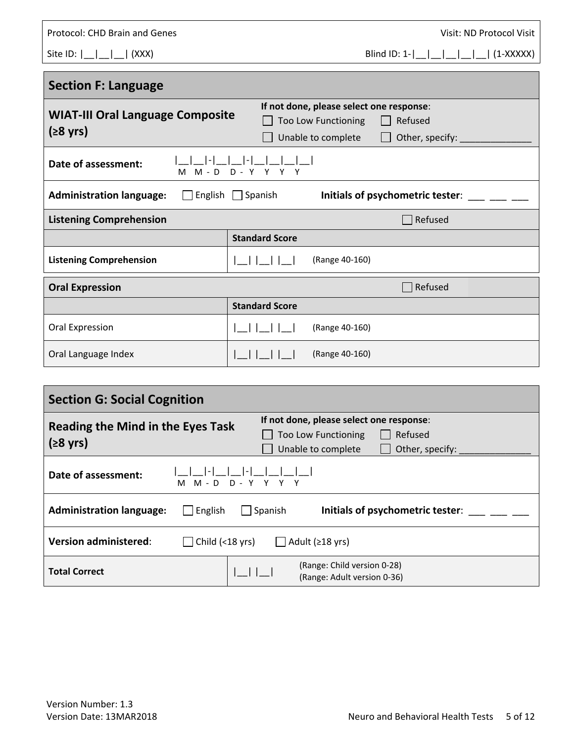Protocol: CHD Brain and Genes

Visit: ND Protocol Visit

Site ID: |__|__|__| (XXX)

Blind ID: 1-|__|__|__|__|__| (1-XXXXX)

## Section F: Language

### WIAT-III Oral Language Composite (≥8 yrs)

**If not done, please select one response**:
☐ Too Low Functioning ☐ Refused
☐ Unable to complete ☐ Other, specify: ______________

**Date of assessment:** |__|__|-|__|__|-|__|__|__|__|
M M - D D - Y Y Y Y

**Administration language:** ☐ English ☐ Spanish **Initials of psychometric tester**: ___ ___ ___

| **Listening Comprehension** | ☐ Refused |
|---|---|
| | **Standard Score** |
| **Listening Comprehension** | \|__\| \|__\| \|__\| (Range 40-160) |

| **Oral Expression** | ☐ Refused |
|---|---|
| | **Standard Score** |
| Oral Expression | \|__\| \|__\| \|__\| (Range 40-160) |
| Oral Language Index | \|__\| \|__\| \|__\| (Range 40-160) |

## Section G: Social Cognition

### Reading the Mind in the Eyes Task (≥8 yrs)

**If not done, please select one response**:
☐ Too Low Functioning ☐ Refused
☐ Unable to complete ☐ Other, specify: ______________

**Date of assessment:** |__|__|-|__|__|-|__|__|__|__|
M M - D D - Y Y Y Y

**Administration language:** ☐ English ☐ Spanish **Initials of psychometric tester**: ___ ___ ___

**Version administered**: ☐ Child (<18 yrs) ☐ Adult (≥18 yrs)

| **Total Correct** | \|__\| \|__\| (Range: Child version 0-28) (Range: Adult version 0-36) |
|---|---|

Version Number: 1.3
Version Date: 13MAR2018

Neuro and Behavioral Health Tests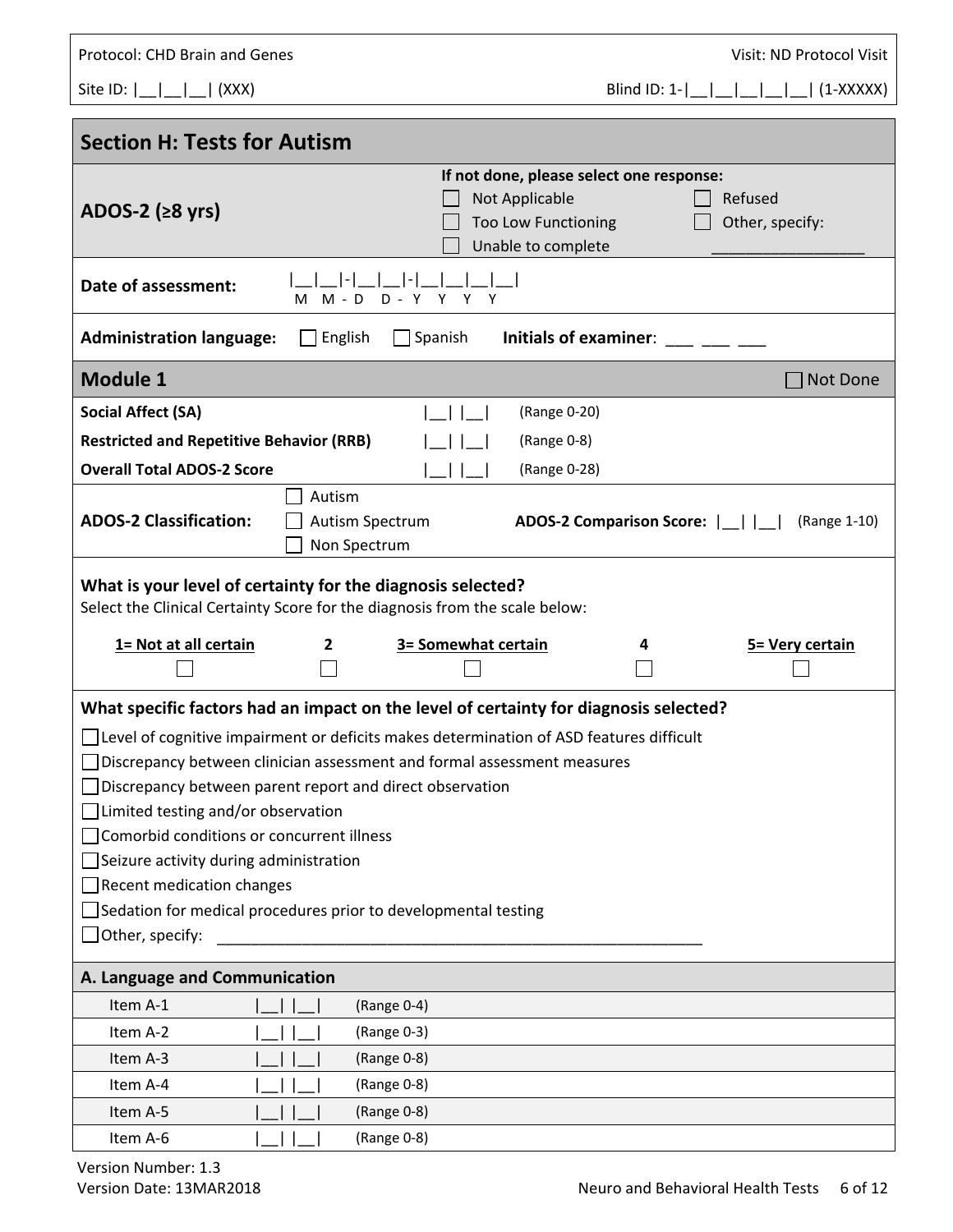Protocol: CHD Brain and Genes

Visit: ND Protocol Visit

Site ID: |__|__|__| (XXX)

Blind ID: 1-|__|__|__|__|__| (1-XXXXX)

## Section H: Tests for Autism

**ADOS-2 (≥8 yrs)**

**If not done, please select one response:**

- ☐ Not Applicable
- ☐ Too Low Functioning
- ☐ Unable to complete
- ☐ Refused
- ☐ Other, specify: ________________

**Date of assessment:** |__|__|-|__|__|-|__|__|__|__|
M M - D D - Y Y Y Y

**Administration language:** ☐ English ☐ Spanish **Initials of examiner**: ___ ___ ___

### Module 1

☐ Not Done

| | | |
|---|---|---|
| **Social Affect (SA)** | \|__\| \|__\| | (Range 0-20) |
| **Restricted and Repetitive Behavior (RRB)** | \|__\| \|__\| | (Range 0-8) |
| **Overall Total ADOS-2 Score** | \|__\| \|__\| | (Range 0-28) |

**ADOS-2 Classification:**

- ☐ Autism
- ☐ Autism Spectrum
- ☐ Non Spectrum

**ADOS-2 Comparison Score:** |__| |__| (Range 1-10)

**What is your level of certainty for the diagnosis selected?**
Select the Clinical Certainty Score for the diagnosis from the scale below:

| 1= Not at all certain | 2 | 3= Somewhat certain | 4 | 5= Very certain |
|---|---|---|---|---|
| ☐ | ☐ | ☐ | ☐ | ☐ |

**What specific factors had an impact on the level of certainty for diagnosis selected?**

- ☐ Level of cognitive impairment or deficits makes determination of ASD features difficult
- ☐ Discrepancy between clinician assessment and formal assessment measures
- ☐ Discrepancy between parent report and direct observation
- ☐ Limited testing and/or observation
- ☐ Comorbid conditions or concurrent illness
- ☐ Seizure activity during administration
- ☐ Recent medication changes
- ☐ Sedation for medical procedures prior to developmental testing
- ☐ Other, specify: ____________________________________________________________

### A. Language and Communication

| | | |
|---|---|---|
| Item A-1 | \|__\| \|__\| | (Range 0-4) |
| Item A-2 | \|__\| \|__\| | (Range 0-3) |
| Item A-3 | \|__\| \|__\| | (Range 0-8) |
| Item A-4 | \|__\| \|__\| | (Range 0-8) |
| Item A-5 | \|__\| \|__\| | (Range 0-8) |
| Item A-6 | \|__\| \|__\| | (Range 0-8) |

Version Number: 1.3
Version Date: 13MAR2018

Neuro and Behavioral Health Tests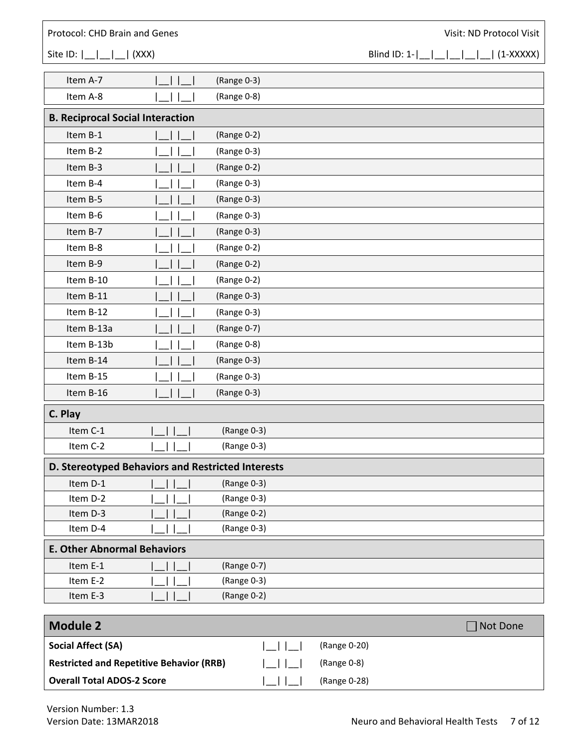Protocol: CHD Brain and Genes

Visit: ND Protocol Visit

Site ID: |__|__|__| (XXX)

Blind ID: 1-|__|__|__|__|__| (1-XXXXX)

| | | |
|---|---|---|
| Item A-7 | |__| |__| | (Range 0-3) |
| Item A-8 | |__| |__| | (Range 0-8) |

**B. Reciprocal Social Interaction**

| | | |
|---|---|---|
| Item B-1 | |__| |__| | (Range 0-2) |
| Item B-2 | |__| |__| | (Range 0-3) |
| Item B-3 | |__| |__| | (Range 0-2) |
| Item B-4 | |__| |__| | (Range 0-3) |
| Item B-5 | |__| |__| | (Range 0-3) |
| Item B-6 | |__| |__| | (Range 0-3) |
| Item B-7 | |__| |__| | (Range 0-3) |
| Item B-8 | |__| |__| | (Range 0-2) |
| Item B-9 | |__| |__| | (Range 0-2) |
| Item B-10 | |__| |__| | (Range 0-2) |
| Item B-11 | |__| |__| | (Range 0-3) |
| Item B-12 | |__| |__| | (Range 0-3) |
| Item B-13a | |__| |__| | (Range 0-7) |
| Item B-13b | |__| |__| | (Range 0-8) |
| Item B-14 | |__| |__| | (Range 0-3) |
| Item B-15 | |__| |__| | (Range 0-3) |
| Item B-16 | |__| |__| | (Range 0-3) |

**C. Play**

| | | |
|---|---|---|
| Item C-1 | |__| |__| | (Range 0-3) |
| Item C-2 | |__| |__| | (Range 0-3) |

**D. Stereotyped Behaviors and Restricted Interests**

| | | |
|---|---|---|
| Item D-1 | |__| |__| | (Range 0-3) |
| Item D-2 | |__| |__| | (Range 0-3) |
| Item D-3 | |__| |__| | (Range 0-2) |
| Item D-4 | |__| |__| | (Range 0-3) |

**E. Other Abnormal Behaviors**

| | | |
|---|---|---|
| Item E-1 | |__| |__| | (Range 0-7) |
| Item E-2 | |__| |__| | (Range 0-3) |
| Item E-3 | |__| |__| | (Range 0-2) |

## Module 2

☐ Not Done

| | | |
|---|---|---|
| **Social Affect (SA)** | |__| |__| | (Range 0-20) |
| **Restricted and Repetitive Behavior (RRB)** | |__| |__| | (Range 0-8) |
| **Overall Total ADOS-2 Score** | |__| |__| | (Range 0-28) |

Version Number: 1.3
Version Date: 13MAR2018

Neuro and Behavioral Health Tests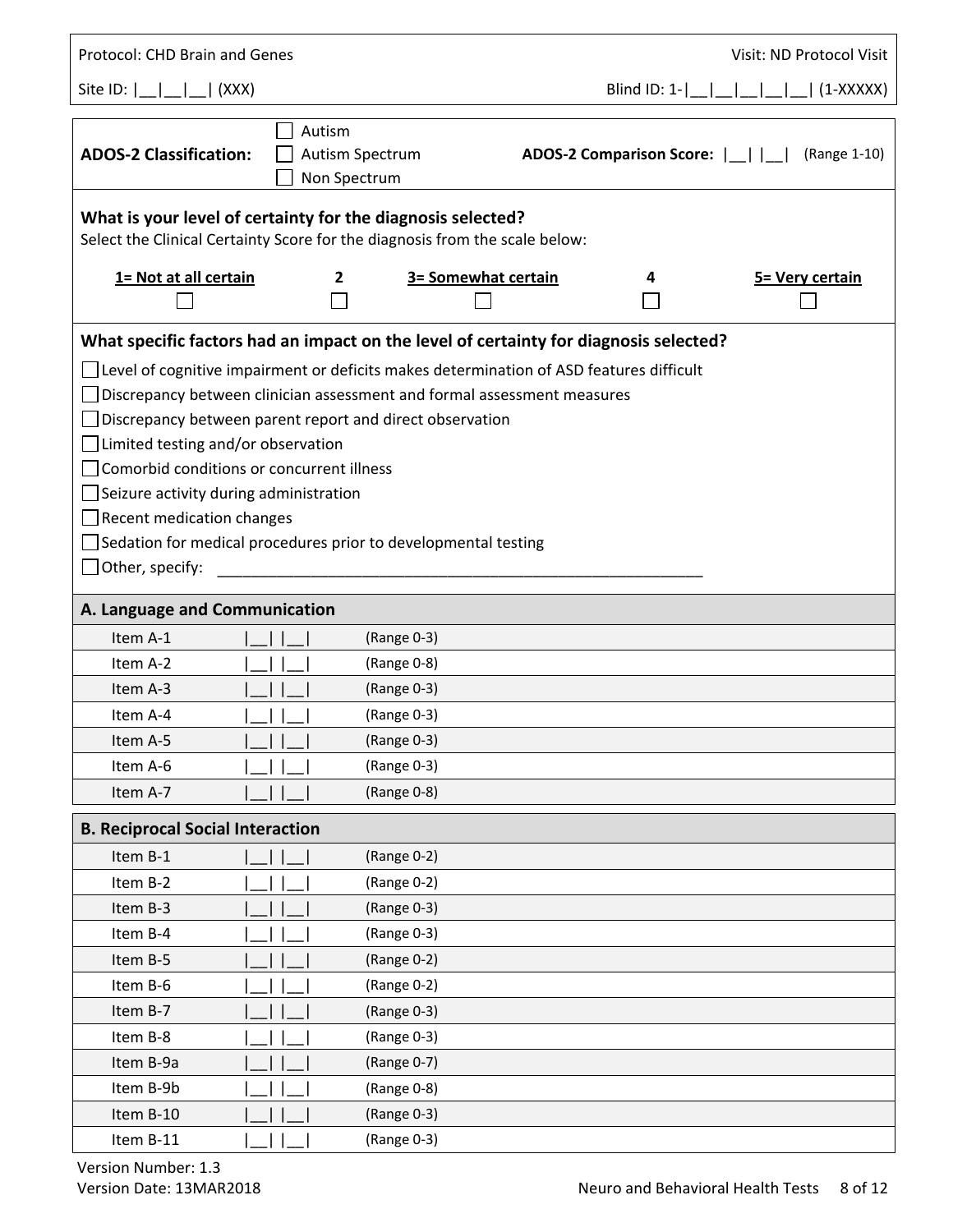Protocol: CHD Brain and Genes

Visit: ND Protocol Visit

Site ID: |__|__|__| (XXX)

Blind ID: 1-|__|__|__|__|__| (1-XXXXX)

**ADOS-2 Classification:**
- ☐ Autism
- ☐ Autism Spectrum
- ☐ Non Spectrum

**ADOS-2 Comparison Score:** |__| |__| (Range 1-10)

**What is your level of certainty for the diagnosis selected?**

Select the Clinical Certainty Score for the diagnosis from the scale below:

| 1= Not at all certain | 2 | 3= Somewhat certain | 4 | 5= Very certain |
|---|---|---|---|---|
| ☐ | ☐ | ☐ | ☐ | ☐ |

**What specific factors had an impact on the level of certainty for diagnosis selected?**

- ☐ Level of cognitive impairment or deficits makes determination of ASD features difficult
- ☐ Discrepancy between clinician assessment and formal assessment measures
- ☐ Discrepancy between parent report and direct observation
- ☐ Limited testing and/or observation
- ☐ Comorbid conditions or concurrent illness
- ☐ Seizure activity during administration
- ☐ Recent medication changes
- ☐ Sedation for medical procedures prior to developmental testing
- ☐ Other, specify: ___________________________________________________________

## A. Language and Communication

| Item | Score | Range |
|---|---|---|
| Item A-1 | \|__\| \|__\| | (Range 0-3) |
| Item A-2 | \|__\| \|__\| | (Range 0-8) |
| Item A-3 | \|__\| \|__\| | (Range 0-3) |
| Item A-4 | \|__\| \|__\| | (Range 0-3) |
| Item A-5 | \|__\| \|__\| | (Range 0-3) |
| Item A-6 | \|__\| \|__\| | (Range 0-3) |
| Item A-7 | \|__\| \|__\| | (Range 0-8) |

## B. Reciprocal Social Interaction

| Item | Score | Range |
|---|---|---|
| Item B-1 | \|__\| \|__\| | (Range 0-2) |
| Item B-2 | \|__\| \|__\| | (Range 0-2) |
| Item B-3 | \|__\| \|__\| | (Range 0-3) |
| Item B-4 | \|__\| \|__\| | (Range 0-3) |
| Item B-5 | \|__\| \|__\| | (Range 0-2) |
| Item B-6 | \|__\| \|__\| | (Range 0-2) |
| Item B-7 | \|__\| \|__\| | (Range 0-3) |
| Item B-8 | \|__\| \|__\| | (Range 0-3) |
| Item B-9a | \|__\| \|__\| | (Range 0-7) |
| Item B-9b | \|__\| \|__\| | (Range 0-8) |
| Item B-10 | \|__\| \|__\| | (Range 0-3) |
| Item B-11 | \|__\| \|__\| | (Range 0-3) |

Version Number: 1.3

Version Date: 13MAR2018

Neuro and Behavioral Health Tests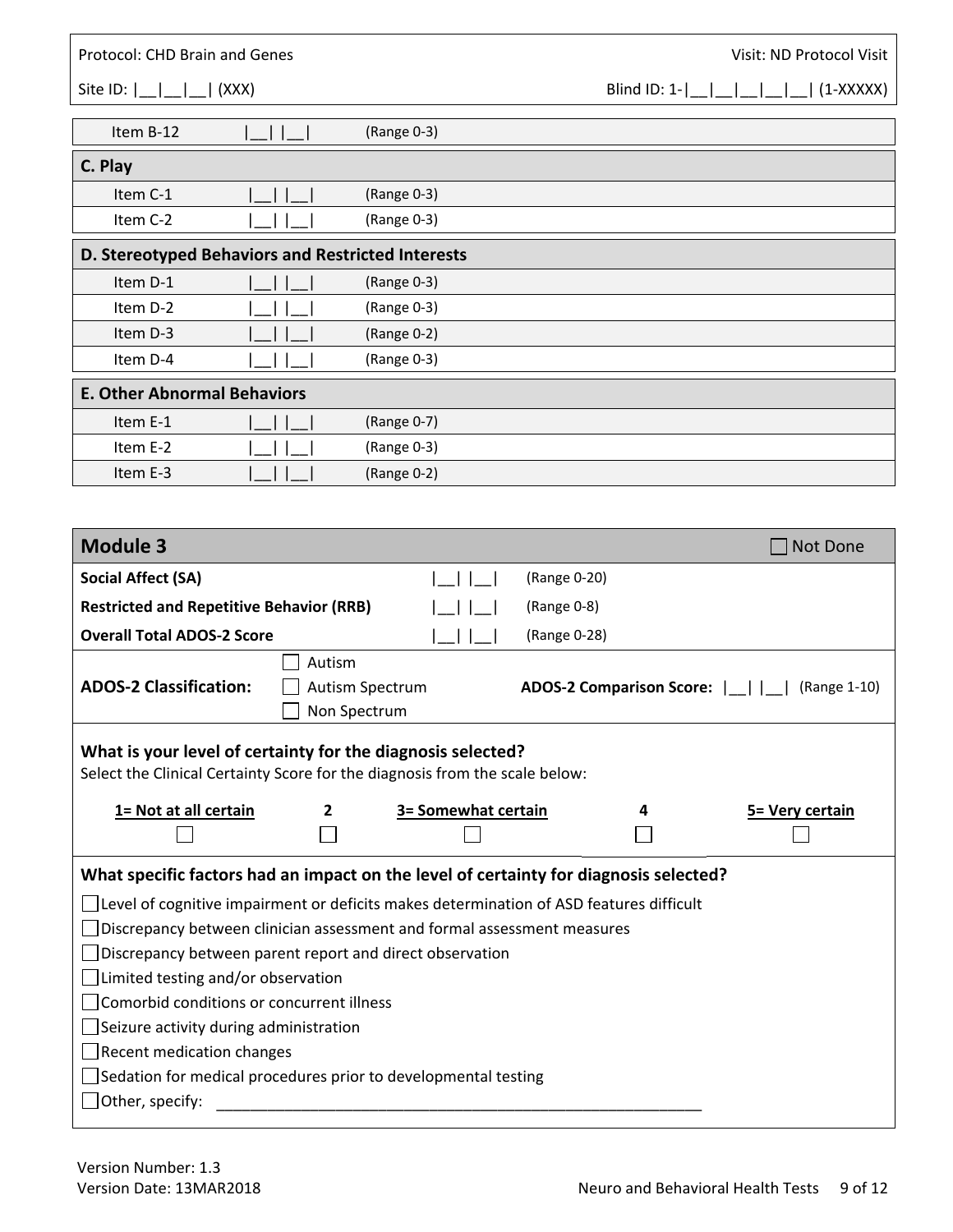| Item B-12 | \|__\| \|__\| | (Range 0-3) |
|---|---|---|

| C. Play | | |
|---|---|---|
| Item C-1 | \|__\| \|__\| | (Range 0-3) |
| Item C-2 | \|__\| \|__\| | (Range 0-3) |

| D. Stereotyped Behaviors and Restricted Interests | | |
|---|---|---|
| Item D-1 | \|__\| \|__\| | (Range 0-3) |
| Item D-2 | \|__\| \|__\| | (Range 0-3) |
| Item D-3 | \|__\| \|__\| | (Range 0-2) |
| Item D-4 | \|__\| \|__\| | (Range 0-3) |

| E. Other Abnormal Behaviors | | |
|---|---|---|
| Item E-1 | \|__\| \|__\| | (Range 0-7) |
| Item E-2 | \|__\| \|__\| | (Range 0-3) |
| Item E-3 | \|__\| \|__\| | (Range 0-2) |

## Module 3

☐ Not Done

| | | |
|---|---|---|
| **Social Affect (SA)** | \|__\| \|__\| | (Range 0-20) |
| **Restricted and Repetitive Behavior (RRB)** | \|__\| \|__\| | (Range 0-8) |
| **Overall Total ADOS-2 Score** | \|__\| \|__\| | (Range 0-28) |

**ADOS-2 Classification:**
☐ Autism
☐ Autism Spectrum
☐ Non Spectrum

**ADOS-2 Comparison Score:** |__| |__| (Range 1-10)

**What is your level of certainty for the diagnosis selected?**
Select the Clinical Certainty Score for the diagnosis from the scale below:

| 1= Not at all certain | 2 | 3= Somewhat certain | 4 | 5= Very certain |
|---|---|---|---|---|
| ☐ | ☐ | ☐ | ☐ | ☐ |

**What specific factors had an impact on the level of certainty for diagnosis selected?**

☐ Level of cognitive impairment or deficits makes determination of ASD features difficult
☐ Discrepancy between clinician assessment and formal assessment measures
☐ Discrepancy between parent report and direct observation
☐ Limited testing and/or observation
☐ Comorbid conditions or concurrent illness
☐ Seizure activity during administration
☐ Recent medication changes
☐ Sedation for medical procedures prior to developmental testing
☐ Other, specify: ___________________________________________________________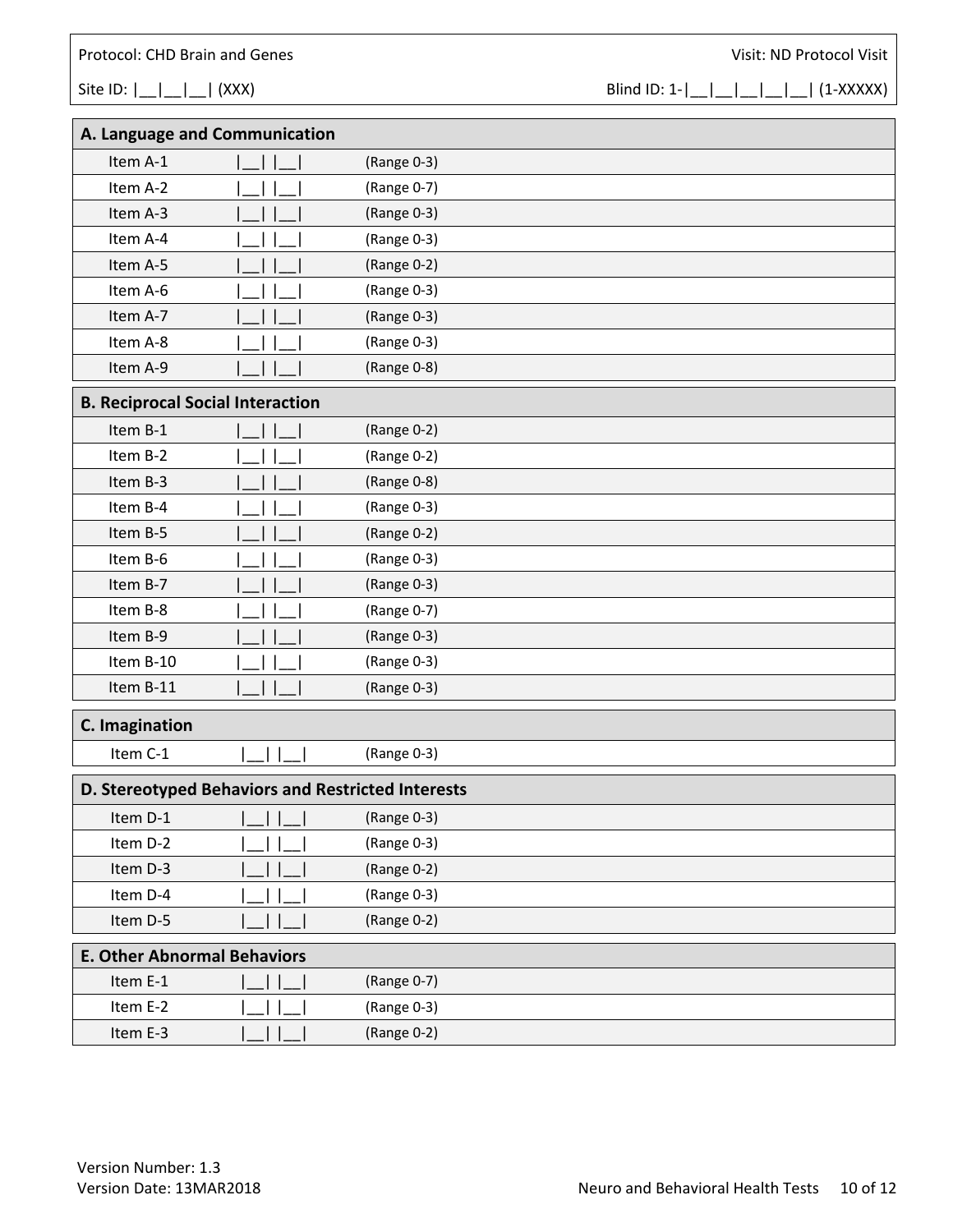Protocol: CHD Brain and Genes

Visit: ND Protocol Visit

Site ID: |__|__|__| (XXX)

Blind ID: 1-|__|__|__|__|__| (1-XXXXX)

| A. Language and Communication | | |
|---|---|---|
| Item A-1 | \|__\| \|__\| | (Range 0-3) |
| Item A-2 | \|__\| \|__\| | (Range 0-7) |
| Item A-3 | \|__\| \|__\| | (Range 0-3) |
| Item A-4 | \|__\| \|__\| | (Range 0-3) |
| Item A-5 | \|__\| \|__\| | (Range 0-2) |
| Item A-6 | \|__\| \|__\| | (Range 0-3) |
| Item A-7 | \|__\| \|__\| | (Range 0-3) |
| Item A-8 | \|__\| \|__\| | (Range 0-3) |
| Item A-9 | \|__\| \|__\| | (Range 0-8) |

| B. Reciprocal Social Interaction | | |
|---|---|---|
| Item B-1 | \|__\| \|__\| | (Range 0-2) |
| Item B-2 | \|__\| \|__\| | (Range 0-2) |
| Item B-3 | \|__\| \|__\| | (Range 0-8) |
| Item B-4 | \|__\| \|__\| | (Range 0-3) |
| Item B-5 | \|__\| \|__\| | (Range 0-2) |
| Item B-6 | \|__\| \|__\| | (Range 0-3) |
| Item B-7 | \|__\| \|__\| | (Range 0-3) |
| Item B-8 | \|__\| \|__\| | (Range 0-7) |
| Item B-9 | \|__\| \|__\| | (Range 0-3) |
| Item B-10 | \|__\| \|__\| | (Range 0-3) |
| Item B-11 | \|__\| \|__\| | (Range 0-3) |

| C. Imagination | | |
|---|---|---|
| Item C-1 | \|__\| \|__\| | (Range 0-3) |

| D. Stereotyped Behaviors and Restricted Interests | | |
|---|---|---|
| Item D-1 | \|__\| \|__\| | (Range 0-3) |
| Item D-2 | \|__\| \|__\| | (Range 0-3) |
| Item D-3 | \|__\| \|__\| | (Range 0-2) |
| Item D-4 | \|__\| \|__\| | (Range 0-3) |
| Item D-5 | \|__\| \|__\| | (Range 0-2) |

| E. Other Abnormal Behaviors | | |
|---|---|---|
| Item E-1 | \|__\| \|__\| | (Range 0-7) |
| Item E-2 | \|__\| \|__\| | (Range 0-3) |
| Item E-3 | \|__\| \|__\| | (Range 0-2) |

Version Number: 1.3
Version Date: 13MAR2018

Neuro and Behavioral Health Tests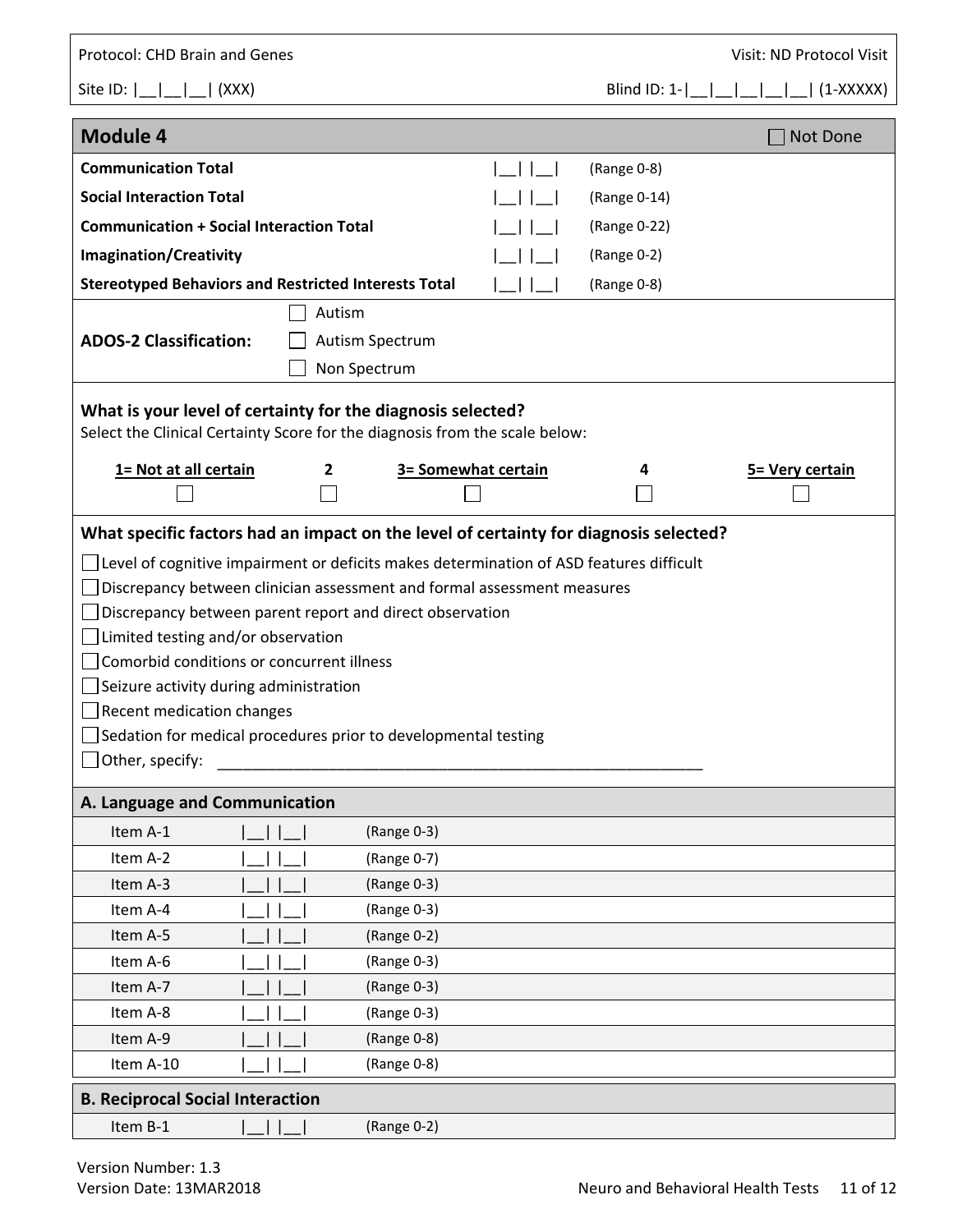Protocol: CHD Brain and Genes | Visit: ND Protocol Visit

Site ID: |__|__|__| (XXX) | Blind ID: 1-|__|__|__|__|__| (1-XXXXX)

## Module 4 ☐ Not Done

| | | |
|---|---|---|
| **Communication Total** | \|__\| \|__\| | (Range 0-8) |
| **Social Interaction Total** | \|__\| \|__\| | (Range 0-14) |
| **Communication + Social Interaction Total** | \|__\| \|__\| | (Range 0-22) |
| **Imagination/Creativity** | \|__\| \|__\| | (Range 0-2) |
| **Stereotyped Behaviors and Restricted Interests Total** | \|__\| \|__\| | (Range 0-8) |

**ADOS-2 Classification:**
- ☐ Autism
- ☐ Autism Spectrum
- ☐ Non Spectrum

**What is your level of certainty for the diagnosis selected?**

Select the Clinical Certainty Score for the diagnosis from the scale below:

| 1= Not at all certain | 2 | 3= Somewhat certain | 4 | 5= Very certain |
|---|---|---|---|---|
| ☐ | ☐ | ☐ | ☐ | ☐ |

**What specific factors had an impact on the level of certainty for diagnosis selected?**

- ☐ Level of cognitive impairment or deficits makes determination of ASD features difficult
- ☐ Discrepancy between clinician assessment and formal assessment measures
- ☐ Discrepancy between parent report and direct observation
- ☐ Limited testing and/or observation
- ☐ Comorbid conditions or concurrent illness
- ☐ Seizure activity during administration
- ☐ Recent medication changes
- ☐ Sedation for medical procedures prior to developmental testing
- ☐ Other, specify: ___________________________________________________________

### A. Language and Communication

| | | |
|---|---|---|
| Item A-1 | \|__\| \|__\| | (Range 0-3) |
| Item A-2 | \|__\| \|__\| | (Range 0-7) |
| Item A-3 | \|__\| \|__\| | (Range 0-3) |
| Item A-4 | \|__\| \|__\| | (Range 0-3) |
| Item A-5 | \|__\| \|__\| | (Range 0-2) |
| Item A-6 | \|__\| \|__\| | (Range 0-3) |
| Item A-7 | \|__\| \|__\| | (Range 0-3) |
| Item A-8 | \|__\| \|__\| | (Range 0-3) |
| Item A-9 | \|__\| \|__\| | (Range 0-8) |
| Item A-10 | \|__\| \|__\| | (Range 0-8) |

### B. Reciprocal Social Interaction

| | | |
|---|---|---|
| Item B-1 | \|__\| \|__\| | (Range 0-2) |

Version Number: 1.3
Version Date: 13MAR2018 | Neuro and Behavioral Health Tests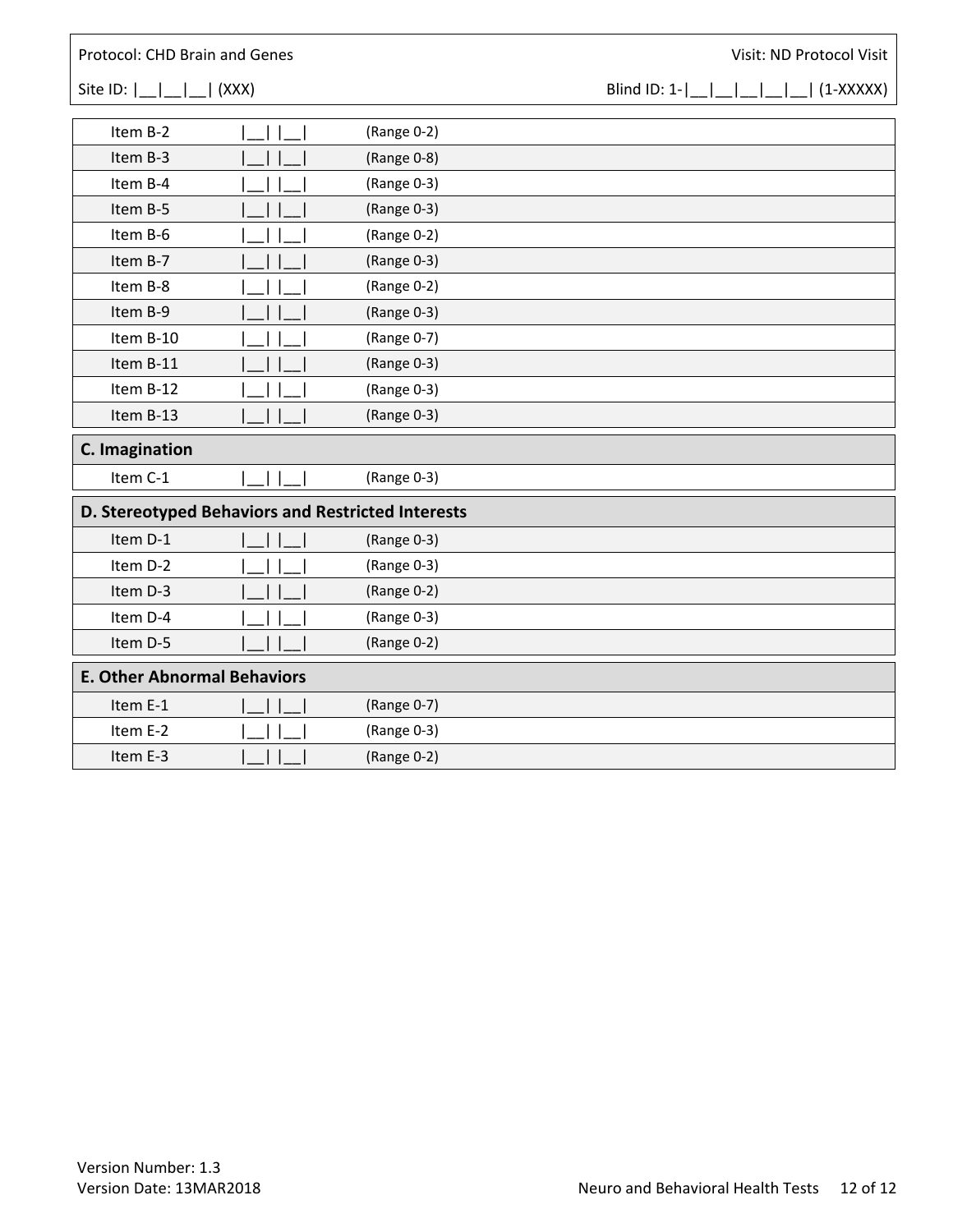| | | |
|---|---|---|
| Item B-2 | \|__\| \|__\| | (Range 0-2) |
| Item B-3 | \|__\| \|__\| | (Range 0-8) |
| Item B-4 | \|__\| \|__\| | (Range 0-3) |
| Item B-5 | \|__\| \|__\| | (Range 0-3) |
| Item B-6 | \|__\| \|__\| | (Range 0-2) |
| Item B-7 | \|__\| \|__\| | (Range 0-3) |
| Item B-8 | \|__\| \|__\| | (Range 0-2) |
| Item B-9 | \|__\| \|__\| | (Range 0-3) |
| Item B-10 | \|__\| \|__\| | (Range 0-7) |
| Item B-11 | \|__\| \|__\| | (Range 0-3) |
| Item B-12 | \|__\| \|__\| | (Range 0-3) |
| Item B-13 | \|__\| \|__\| | (Range 0-3) |

**C. Imagination**

| | | |
|---|---|---|
| Item C-1 | \|__\| \|__\| | (Range 0-3) |

**D. Stereotyped Behaviors and Restricted Interests**

| | | |
|---|---|---|
| Item D-1 | \|__\| \|__\| | (Range 0-3) |
| Item D-2 | \|__\| \|__\| | (Range 0-3) |
| Item D-3 | \|__\| \|__\| | (Range 0-2) |
| Item D-4 | \|__\| \|__\| | (Range 0-3) |
| Item D-5 | \|__\| \|__\| | (Range 0-2) |

**E. Other Abnormal Behaviors**

| | | |
|---|---|---|
| Item E-1 | \|__\| \|__\| | (Range 0-7) |
| Item E-2 | \|__\| \|__\| | (Range 0-3) |
| Item E-3 | \|__\| \|__\| | (Range 0-2) |